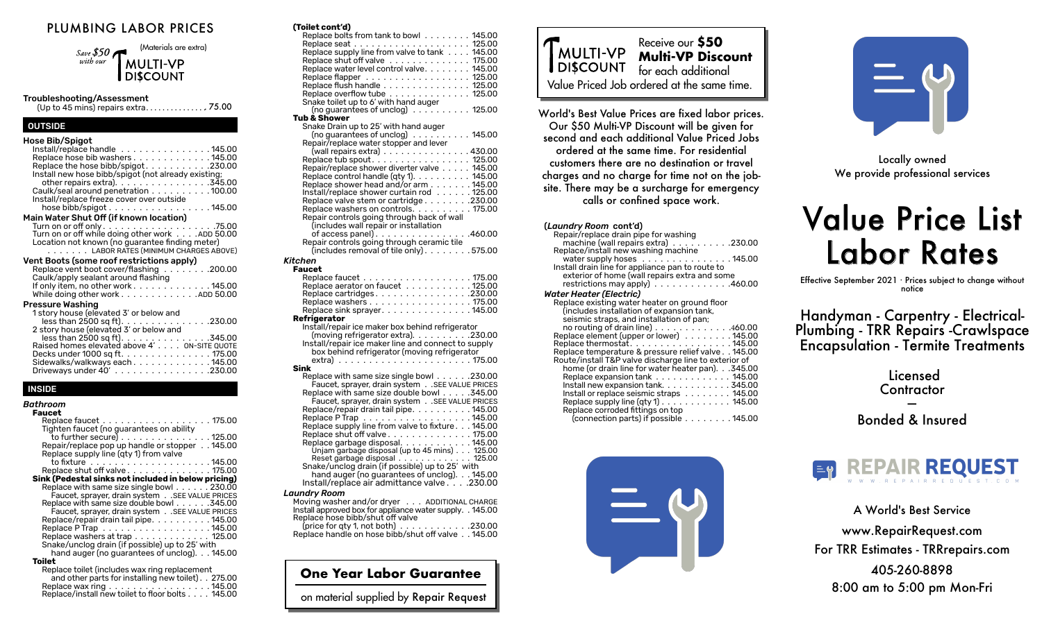# PLUMBING LABOR PRICES

Save $50 with our MULTI-VP DI$COUNT (Materials are extra)

**Troubleshooting/Assessment**
(Up to 45 mins) repairs extra. . . . . . . . . . . . . . 75.00

## OUTSIDE

**Hose Bib/Spigot**
- Install/replace handle . . . . . . . . . . . . . . . 145.00
- Replace hose bib washers . . . . . . . . . . . . . 145.00
- Replace the hose bibb/spigot. . . . . . . . . . . 230.00
- Install new hose bibb/spigot (not already existing; other repairs extra). . . . . . . . . . . . . . . 345.00
- Caulk/seal around penetration . . . . . . . . . . 100.00
- Install/replace freeze cover over outside hose bibb/spigot . . . . . . . . . . . . . . . . . 145.00

**Main Water Shut Off (if known location)**
- Turn on or off only. . . . . . . . . . . . . . . . . . . 75.00
- Turn on or off while doing other work . . . . ADD 50.00
- Location not known (no guarantee finding meter) . . . . . . LABOR RATES (MINIMUM CHARGES ABOVE)

**Vent Boots (some roof restrictions apply)**
- Replace vent boot cover/flashing . . . . . . . . 200.00
- Caulk/apply sealant around flashing
- If only item, no other work . . . . . . . . . . . . 145.00
- While doing other work . . . . . . . . . . . . ADD 50.00

**Pressure Washing**
- 1 story house (elevated 3' or below and less than 2500 sq ft). . . . . . . . . . . . . . . 230.00
- 2 story house (elevated 3' or below and less than 2500 sq ft). . . . . . . . . . . . . . . 345.00
- Raised homes elevated above 4' . . . . ON-SITE QUOTE
- Decks under 1000 sq ft. . . . . . . . . . . . . . . 175.00
- Sidewalks/walkways each . . . . . . . . . . . . . 145.00
- Driveways under 40' . . . . . . . . . . . . . . . . 230.00

## INSIDE

### *Bathroom*

**Faucet**
- Replace faucet . . . . . . . . . . . . . . . . . . . 175.00
- Tighten faucet (no guarantees on ability to further secure) . . . . . . . . . . . . . . . 125.00
- Repair/replace pop up handle or stopper . . 145.00
- Replace supply line (qty 1) from valve to fixture . . . . . . . . . . . . . . . . . . . 145.00
- Replace shut off valve . . . . . . . . . . . . . . 175.00

**Sink (Pedestal sinks not included in below pricing)**
- Replace with same size single bowl . . . . . . 230.00
  - Faucet, sprayer, drain system . . SEE VALUE PRICES
- Replace with same size double bowl . . . . . . 345.00
  - Faucet, sprayer, drain system . . SEE VALUE PRICES
- Replace/repair drain tail pipe. . . . . . . . . . 145.00
- Replace P Trap . . . . . . . . . . . . . . . . . . 145.00
- Replace washers at trap . . . . . . . . . . . . . 125.00
- Snake/unclog drain (if possible) up to 25' with hand auger (no guarantees of unclog). . . 145.00

**Toilet**
- Replace toilet (includes wax ring replacement and other parts for installing new toilet) . . 275.00
- Replace wax ring . . . . . . . . . . . . . . . . . 145.00
- Replace/install new toilet to floor bolts . . . . 145.00

**(Toilet cont'd)**
- Replace bolts from tank to bowl . . . . . . . . 145.00
- Replace seat . . . . . . . . . . . . . . . . . . . . 125.00
- Replace supply line from valve to tank . . . . 145.00
- Replace shut off valve . . . . . . . . . . . . . . 175.00
- Replace water level control valve. . . . . . . . 145.00
- Replace flapper . . . . . . . . . . . . . . . . . . 125.00
- Replace flush handle . . . . . . . . . . . . . . . 125.00
- Replace overflow tube . . . . . . . . . . . . . . 125.00
- Snake toilet up to 6' with hand auger (no guarantees of unclog) . . . . . . . . . . 125.00

**Tub & Shower**
- Snake Drain up to 25' with hand auger (no guarantees of unclog) . . . . . . . . . 145.00
- Repair/replace water stopper and lever (wall repairs extra) . . . . . . . . . . . . . . 430.00
- Replace tub spout. . . . . . . . . . . . . . . . . 125.00
- Repair/replace shower diverter valve . . . . . 145.00
- Replace control handle (qty 1). . . . . . . . . 145.00
- Replace shower head and/or arm . . . . . . . 145.00
- Install/replace shower curtain rod . . . . . . 125.00
- Replace valve stem or cartridge . . . . . . . . 230.00
- Replace washers on controls. . . . . . . . . . 175.00
- Repair controls going through back of wall (includes wall repair or installation of access panel). . . . . . . . . . . . . . . 460.00
- Repair controls going through ceramic tile (includes removal of tile only). . . . . . . . 575.00

### *Kitchen*

**Faucet**
- Replace faucet . . . . . . . . . . . . . . . . . . 175.00
- Replace aerator on faucet . . . . . . . . . . . 125.00
- Replace cartridges. . . . . . . . . . . . . . . . 230.00
- Replace washers . . . . . . . . . . . . . . . . . 175.00
- Replace sink sprayer. . . . . . . . . . . . . . . 145.00

**Refrigerator**
- Install/repair ice maker box behind refrigerator (moving refrigerator extra). . . . . . . . . 230.00
- Install/repair ice maker line and connect to supply box behind refrigerator (moving refrigerator extra) . . . . . . . . . . . . . . . . . . . . . 175.00

**Sink**
- Replace with same size single bowl . . . . . . 230.00
  - Faucet, sprayer, drain system . . SEE VALUE PRICES
- Replace with same size double bowl . . . . . 345.00
  - Faucet, sprayer, drain system . . SEE VALUE PRICES
- Replace/repair drain tail pipe. . . . . . . . . 145.00
- Replace P Trap . . . . . . . . . . . . . . . . . . 145.00
- Replace supply line from valve to fixture . . . 145.00
- Replace shut off valve . . . . . . . . . . . . . . 175.00
- Replace garbage disposal. . . . . . . . . . . . 145.00
  - Unjam garbage disposal (up to 45 mins) . . . 125.00
  - Reset garbage disposal . . . . . . . . . . . . 125.00
- Snake/unclog drain (if possible) up to 25' with hand auger (no guarantees of unclog). . . 145.00
- Install/replace air admittance valve . . . . 230.00

### *Laundry Room*
- Moving washer and/or dryer . . . ADDITIONAL CHARGE
- Install approved box for appliance water supply. . 145.00
- Replace hose bibb/shut off valve (price for qty 1, not both) . . . . . . . . . . . 230.00
- Replace handle on hose bibb/shut off valve . . 145.00

**One Year Labor Guarantee**

on material supplied by Repair Request

MULTI-VP DI$COUNT — Receive our **$50 Multi-VP Discount** for each additional Value Priced Job ordered at the same time.

World's Best Value Prices are fixed labor prices. Our $50 Multi-VP Discount will be given for second and each additional Value Priced Jobs ordered at the same time. For residential customers there are no destination or travel charges and no charge for time not on the job-site. There may be a surcharge for emergency calls or confined space work.

**(*Laundry Room* cont'd)**
- Repair/replace drain pipe for washing machine (wall repairs extra) . . . . . . . . . 230.00
- Replace/install new washing machine water supply hoses . . . . . . . . . . . . . . 145.00
- Install drain line for appliance pan to route to exterior of home (wall repairs extra and some restrictions may apply) . . . . . . . . . . . . 460.00

### *Water Heater (Electric)*
- Replace existing water heater on ground floor (includes installation of expansion tank, seismic straps, and installation of pan; no routing of drain line) . . . . . . . . . . . . 460.00
- Replace element (upper or lower) . . . . . . . 145.00
- Replace thermostat. . . . . . . . . . . . . . . . 145.00
- Replace temperature & pressure relief valve . . 145.00
- Route/install T&P valve discharge line to exterior of home (or drain line for water heater pan). . . 345.00
- Replace expansion tank . . . . . . . . . . . . . 145.00
- Install new expansion tank. . . . . . . . . . . 345.00
- Install or replace seismic straps . . . . . . . . 145.00
- Replace supply line (qty 1) . . . . . . . . . . . 145.00
- Replace corroded fittings on top (connection parts) if possible . . . . . . . . 145.00

Locally owned
We provide professional services

# Value Price List Labor Rates

Effective September 2021 · Prices subject to change without notice

## Handyman - Carpentry - Electrical- Plumbing - TRR Repairs -Crawlspace Encapsulation - Termite Treatments

Licensed
Contractor
—
Bonded & Insured

REPAIR REQUEST
WWW.REPAIRREQUEST.COM

A World's Best Service
www.RepairRequest.com
For TRR Estimates - TRRrepairs.com
405-260-8898
8:00 am to 5:00 pm Mon-Fri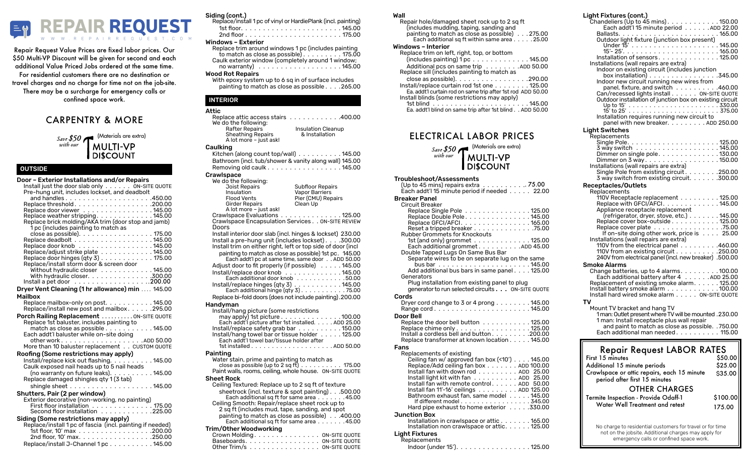# REPAIR REQUEST

WWW.REPAIRREQUEST.COM

Repair Request Value Prices are fixed labor prices. Our $50 Multi-VP Discount will be given for second and each additional Value Priced Jobs ordered at the same time. For residential customers there are no destination or travel charges and no charge for time not on the job-site. There may be a surcharge for emergency calls or confined space work.

## CARPENTRY & MORE

Save $50 with our MULTI-VP DI$COUNT (Materials are extra)

### OUTSIDE

**Door – Exterior Installations and/or Repairs**

- Install just the door slab only . . . . . . ON-SITE QUOTE
- Pre-hung unit, includes lockset, and deadbolt and handles . . . . 450.00
- Replace threshold . . . . 200.00
- Replace door viewer . . . . 145.00
- Replace weather stripping . . . . 145.00
- Replace brick molding/AKA trim (door stop and jamb) 1 pc (includes painting to match as close as possible) . . . . 175.00
- Replace deadbolt . . . . 145.00
- Replace door knob . . . . 145.00
- Replace/adjust strike plate . . . . 145.00
- Replace door hinges (qty 3) . . . . 175.00
- Replace/install storm door & screen door
  - Without hydraulic closer . . . . 145.00
  - With hydraulic closer . . . . 300.00
- Install a pet door . . . . 200.00

**Dryer Vent Cleaning (1 hr allowance) min** . . . . 145.00

**Mailbox**

- Replace mailbox-only on post . . . . 145.00
- Replace/install new post and mailbox . . . . 295.00

**Porch Railing Replacement** . . . . ON-SITE QUOTE

- Replace 1st baluster, includes painting to match as close as possible . . . . 145.00
- Each addt'l baluster while on-site doing other work . . . . ADD 50.00
- More than 10 baluster replacement . . CUSTOM QUOTE

**Roofing (Some restrictions may apply)**

- Install/replace kick out flashing . . . . 145.00
- Caulk exposed nail heads up to 5 nail heads (no warranty on future leaks) . . . . 145.00
- Replace damaged shingles qty 1 (3 tab) shingle sheet . . . . 145.00

**Shutters, Pair (2 per window)**

- Exterior decorative (non-working, no painting)
  - First floor installation . . . . 175.00
  - Second floor installation . . . . 225.00

**Siding (Some restrictions may apply)**

- Replace/install 1 pc of fascia (incl. painting if needed)
  - 1st floor, 10' max . . . . 200.00
  - 2nd floor, 10' max . . . . 250.00
- Replace/install J-Channel 1 pc . . . . 145.00

**Siding (cont.)**

- Replace/install 1 pc of vinyl or HardiePlank (incl. painting)
  - 1st floor . . . . 145.00
  - 2nd floor . . . . 175.00

**Windows – Exterior**

- Replace trim around windows 1 pc (includes painting to match as close as possible) . . . . 175.00
- Caulk exterior window (completely around 1 window; no warranty) . . . . 145.00

**Wood Rot Repairs**

- With epoxy system up to 6 sq in of surface includes painting to match as close as possible . . . . 265.00

### INTERIOR

**Attic**

- Replace attic access stairs . . . . 400.00
- We do the following:
  - Rafter Repairs
  - Sheathing Repairs
  - Insulation Cleanup & Installation
  - A lot more – just ask!

**Caulking**

- Kitchen (along count top/wall) . . . . 145.00
- Bathroom (incl. tub/shower & vanity along wall) 145.00
- Removing old caulk . . . . 145.00

**Crawlspace**

- We do the following:
  - Joist Repairs
  - Insulation
  - Flood Vents
  - Girder Repairs
  - Subfloor Repairs
  - Vapor Barriers
  - Pier (CMU) Repairs
  - Clean Up
  - A lot more – just ask!
- Crawlspace Evaluations . . . . 125.00
- Crawlspace Encapsulation Services . . ON-SITE REVIEW

**Doors**

- Install interior door slab (incl. hinges & lockset) 230.00
- Install a pre-hung unit (includes lockset) . . . . 300.00
- Install trim on either right, left or top side of door (incl painting to match as close as possible) 1st pc. 145.00
  - Each addt'l pc at same time, same door . . ADD 50.00
- Adjust door to fit properly (if possible) . . . . 145.00
- Install/replace door knob . . . . 145.00
  - Each additional door knob . . . . 50.00
- Install/replace hinges (qty 3) . . . . 145.00
  - Each additional hinge (qty 3) . . . . 75.00
- Replace bi-fold doors (does not include painting) . 200.00

**Handyman**

- Install/hang picture (some restrictions may apply) 1st picture . . . . 100.00
  - Each addt'l picture after 1st installed . . . . ADD 25.00
- Install/replace safety grab bar . . . . 150.00
- Install/hang towel bar or tissue holder . . . . 125.00
  - Each addt'l towel bar/tissue holder after 1st installed . . . . ADD 50.00

**Painting**

- Water stain, prime and painting to match as close as possible (up to 2 sq ft) . . . . 175.00
- Paint walls, rooms, ceiling, whole house. ON-SITE QUOTE

**Sheet Rock**

- Ceiling Textured: Replace up to 2 sq ft of texture sheetrock (incl. texture & spot painting) . . . . 500.00
  - Each additional sq ft for same area . . . . 45.00
- Ceiling Smooth: Repair/replace sheet rock up to 2 sq ft (includes mud, tape, sanding, and spot painting to match as close as possible) . . . . 400.00
  - Each additional sq ft for same area . . . . 45.00

**Trim/Other Woodworking**

- Crown Molding . . . . ON-SITE QUOTE
- Baseboards . . . . ON-SITE QUOTE
- Other Trim/s . . . . ON-SITE QUOTE

**Wall**

- Repair hole/damaged sheet rock up to 2 sq ft (includes mudding, taping, sanding and painting to match as close as possible) . . . . 275.00
  - Each additional sq ft within same area . . . . 25.00

**Windows – Interior**

- Replace trim on left, right, top, or bottom (includes painting) 1 pc . . . . 145.00
  - Additional pcs on same trip . . . . ADD 50.00
- Replace sill (includes painting to match as close as possible) . . . . 290.00
- Install/replace curtain rod 1st one . . . . 125.00
  - Ea. addt'l curtain rod on same trip after 1st rod ADD 50.00
- Install blinds (some restrictions may apply)
  - 1st blind . . . . 145.00
  - Ea. addt'l blind on same trip after 1st blind . . ADD 50.00

## ELECTRICAL LABOR PRICES

Save $50 with our MULTI-VP DI$COUNT (Materials are extra)

**Troubleshoot/Assessments**

- (Up to 45 mins) repairs extra . . . . 75.00
- Each addt'l 15 minute period if needed . . . . 22.00

**Breaker Panel**

- Circuit Breaker
  - Replace Single Pole . . . . 125.00
  - Replace Double Pole . . . . 145.00
  - Replace GFCI/AFCI . . . . 165.00
  - Reset a tripped breaker . . . . 75.00
- Rubber Grommets for Knockouts
  - 1st (and only) grommet . . . . 125.00
  - Each additional grommet . . . . ADD 45.00
- Double Tapped Lugs On Same Bus Bar
  - Separate wires to be on separate lug on the same bus bar . . . . 145.00
  - Add additional bus bars in same panel . . . . 125.00
- Generators
  - Plug installation from existing panel to plug generator to run selected circuits . . . ON-SITE QUOTE

**Cords**

- Dryer cord change to 3 or 4 prong . . . . 145.00
- Range cord . . . . 145.00

**Door Bell**

- Replace the door bell button . . . . 125.00
- Replace chime only . . . . 125.00
- Install a cordless bell and button . . . . 200.00
- Replace transformer at known location . . . . 145.00

**Fans**

- Replacements of existing
  - Ceiling fan w/ approved fan box (<10') . . . . 145.00
  - Replace/Add ceiling fan box . . . . ADD 100.00
  - Install fan with down rod . . . . ADD 25.00
  - Install light kit with fan . . . . ADD 25.00
  - Install fan with remote control . . . . ADD 50.00
  - Install fan 11'-16' ceilings . . . . ADD 125.00
  - Bathroom exhaust fan, same model . . . . 145.00
    - If different model . . . . 345.00
  - Hard pipe exhaust to home exterior . . . . 330.00

**Junction Box**

- Installation in crawlspace or attic . . . . 165.00
- Installation non crawlspace or attic . . . . 125.00

**Light Fixtures**

- Replacements
  - Indoor (under 15') . . . . 125.00

**Light Fixtures (cont.)**

- Chandeliers (Up to 45 mins) . . . . 150.00
  - Each addt'l 15 minute period . . . . ADD 22.00
- Ballasts . . . . 165.00
- Outdoor light fixture (junction box present)
  - Under 15' . . . . 145.00
  - 15'– 25' . . . . 165.00
- Installation of sensors . . . . 125.00
- Installations (wall repairs are extra)
  - Indoor on existing circuit (includes junction box installation) . . . . 345.00
  - Indoor new circuit running new wires from panel, fixture, and switch . . . . 460.00
  - Can/recessed lights install . . . . ON-SITE QUOTE
  - Outdoor installation of junction box on existing circuit
    - Up to 15' . . . . 330.00
    - 15' to 25' . . . . 375.00
  - Installation requires running new circuit to panel with new breaker . . . . ADD 250.00

**Light Switches**

- Replacements
  - Single Pole . . . . 125.00
  - 3 way switch . . . . 145.00
  - Dimmer on single pole . . . . 130.00
  - Dimmer on 3 way . . . . 150.00
- Installations (wall repairs are extra)
  - Single Pole from existing circuit . . . . 250.00
  - 3 way switch from existing circuit . . . . 300.00

**Receptacles/Outlets**

- Replacements
  - 110V Receptacle replacement . . . . 125.00
  - Replace with GFCI/AFCI . . . . 145.00
  - Appliance receptacle replacement (refrigerator, dryer, stove, etc.) . . . . 145.00
  - Replace cover box-outside . . . . 125.00
  - Replace cover plate . . . . 75.00
    - If on-site doing other work, price is . . . . 25.00
- Installations (wall repairs are extra)
  - 110V from the electrical panel . . . . 460.00
  - 110V from an existing circuit . . . . 250.00
  - 240V from electrical panel (incl. new breaker) . 500.00

**Smoke Alarms**

- Change batteries, up to 4 alarms . . . . 100.00
  - Each additional battery after 4 . . . . ADD 25.00
- Replacement of existing smoke alarm . . . . 125.00
- Install battery smoke alarm . . . . 100.00
- Install hard wired smoke alarm . . . . ON-SITE QUOTE

**TV**

- Mount TV bracket and hang TV
  - 1 man: Outlet present where TV will be mounted . 230.00
  - 1 man: Install receptacle plus wall repair and paint to match as close as possible . 750.00
  - Each additional man needed . . . . 115.00

## Repair Request LABOR RATES

| | |
|---|---|
| First 15 minutes | $50.00 |
| Additional 15 minute periods | $25.00 |
| Crawlspace or attic repairs, each 15 minute period after first 15 minutes | $35.00 |

### OTHER CHARGES

| | |
|---|---|
| Termite Inspection - Provide Odaff-1 | $100.00 |
| Water Well Treatment and retest | 175.00 |

No charge to residential customers for travel or for time not on the jobsite. Additional charges may apply for emergency calls or confined space work.